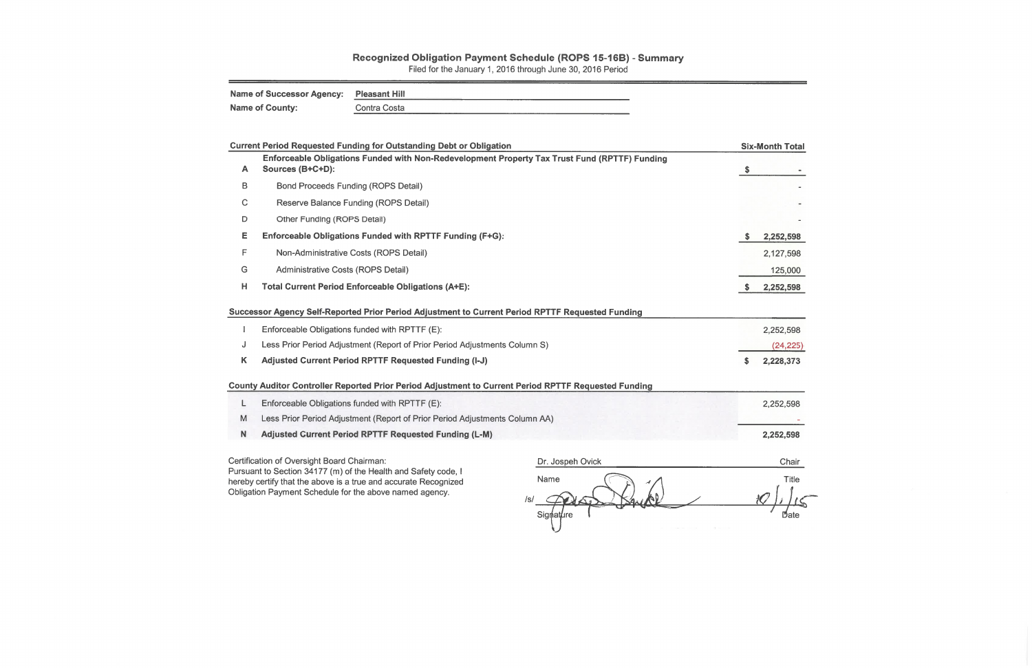## Recognized Obligation Payment Schedule (ROPS 15-16B) - Summary

Filed for the January 1, 2016 through June 30, 2016 Period

**Name of Successor Agency:** Pleasant Hill

**Name of County:** Contra Costa

| | **Current Period Requested Funding for Outstanding Debt or Obligation** | **Six-Month Total** |
|---|---|---|
| A | **Enforceable Obligations Funded with Non-Redevelopment Property Tax Trust Fund (RPTTF) Funding Sources (B+C+D):** | **$ -** |
| B | Bond Proceeds Funding (ROPS Detail) | - |
| C | Reserve Balance Funding (ROPS Detail) | - |
| D | Other Funding (ROPS Detail) | - |
| E | **Enforceable Obligations Funded with RPTTF Funding (F+G):** | **$ 2,252,598** |
| F | Non-Administrative Costs (ROPS Detail) | 2,127,598 |
| G | Administrative Costs (ROPS Detail) | 125,000 |
| H | **Total Current Period Enforceable Obligations (A+E):** | **$ 2,252,598** |

| | **Successor Agency Self-Reported Prior Period Adjustment to Current Period RPTTF Requested Funding** | |
|---|---|---|
| I | Enforceable Obligations funded with RPTTF (E): | 2,252,598 |
| J | Less Prior Period Adjustment (Report of Prior Period Adjustments Column S) | (24,225) |
| K | **Adjusted Current Period RPTTF Requested Funding (I-J)** | **$ 2,228,373** |

| | **County Auditor Controller Reported Prior Period Adjustment to Current Period RPTTF Requested Funding** | |
|---|---|---|
| L | Enforceable Obligations funded with RPTTF (E): | 2,252,598 |
| M | Less Prior Period Adjustment (Report of Prior Period Adjustments Column AA) | - |
| N | **Adjusted Current Period RPTTF Requested Funding (L-M)** | **2,252,598** |

Certification of Oversight Board Chairman:
Pursuant to Section 34177 (m) of the Health and Safety code, I hereby certify that the above is a true and accurate Recognized Obligation Payment Schedule for the above named agency.

| Dr. Jospeh Ovick | Chair |
|---|---|
| Name | Title |
| /s/ [signature] | 10/1/15 |
| Signature | Date |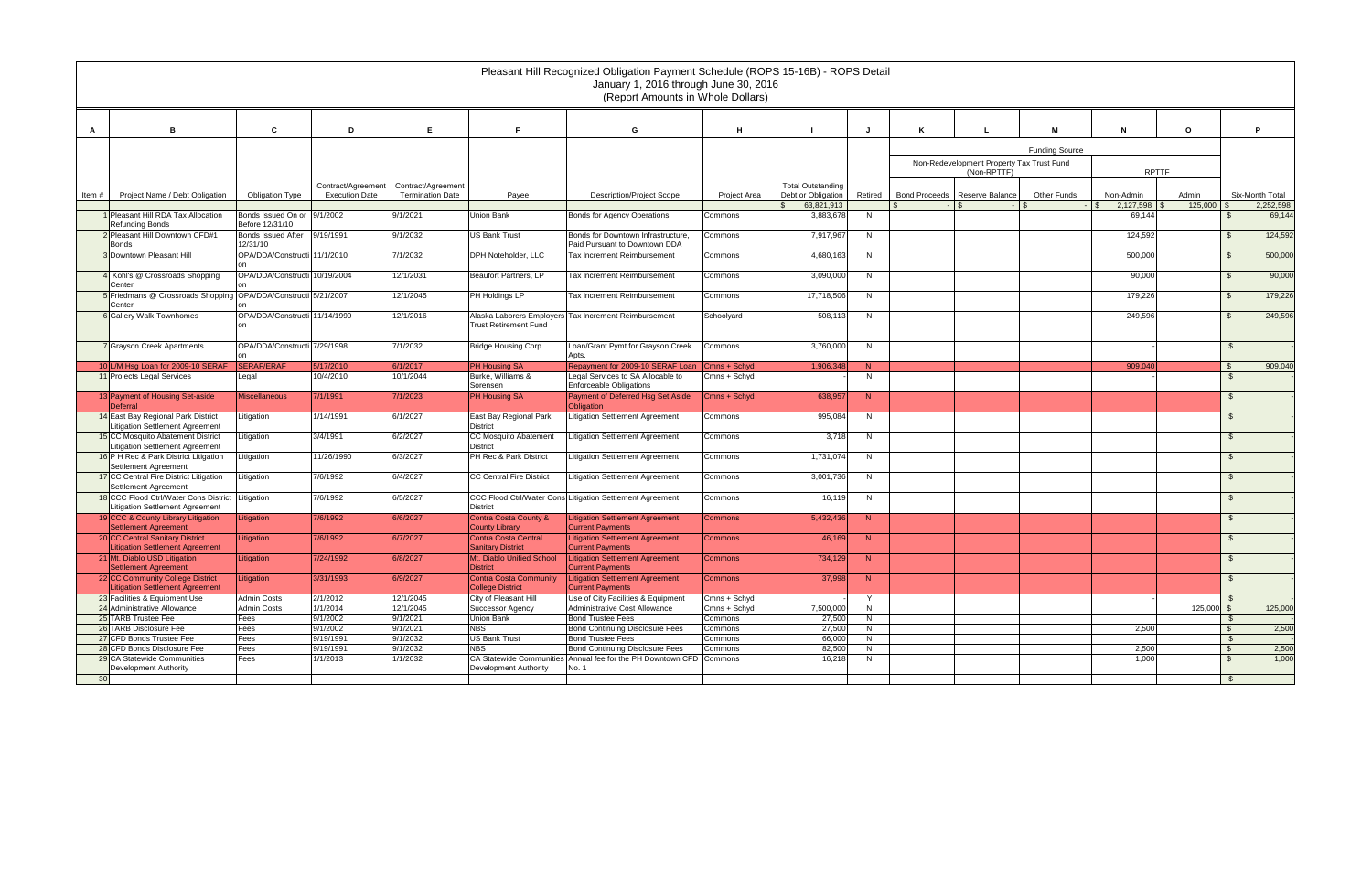# Pleasant Hill Recognized Obligation Payment Schedule (ROPS 15-16B) - ROPS Detail

January 1, 2016 through June 30, 2016

(Report Amounts in Whole Dollars)

| A | B | C | D | E | F | G | H | I | J | K | L | M | N | O | P |
|---|---|---|---|---|---|---|---|---|---|---|---|---|---|---|---|
| | | | | | | | | | | Funding Source | | | | | |
| | | | | | | | | | | Non-Redevelopment Property Tax Trust Fund (Non-RPTTF) | | | RPTTF | | |
| Item # | Project Name / Debt Obligation | Obligation Type | Contract/Agreement Execution Date | Contract/Agreement Termination Date | Payee | Description/Project Scope | Project Area | Total Outstanding Debt or Obligation | Retired | Bond Proceeds | Reserve Balance | Other Funds | Non-Admin | Admin | Six-Month Total |
| | | | | | | | | $ 63,821,913 | | $ - | $ - | $ - | $ 2,127,598 | $ 125,000 | $ 2,252,598 |
| 1 | Pleasant Hill RDA Tax Allocation Refunding Bonds | Bonds Issued On or Before 12/31/10 | 9/1/2002 | 9/1/2021 | Union Bank | Bonds for Agency Operations | Commons | 3,883,678 | N | | | | 69,144 | | $ 69,144 |
| 2 | Pleasant Hill Downtown CFD#1 Bonds | Bonds Issued After 12/31/10 | 9/19/1991 | 9/1/2032 | US Bank Trust | Bonds for Downtown Infrastructure, Paid Pursuant to Downtown DDA | Commons | 7,917,967 | N | | | | 124,592 | | $ 124,592 |
| 3 | Downtown Pleasant Hill | OPA/DDA/Construction | 11/1/2010 | 7/1/2032 | DPH Noteholder, LLC | Tax Increment Reimbursement | Commons | 4,680,163 | N | | | | 500,000 | | $ 500,000 |
| 4 | Kohl's @ Crossroads Shopping Center | OPA/DDA/Construction | 10/19/2004 | 12/1/2031 | Beaufort Partners, LP | Tax Increment Reimbursement | Commons | 3,090,000 | N | | | | 90,000 | | $ 90,000 |
| 5 | Friedmans @ Crossroads Shopping Center | OPA/DDA/Construction | 5/21/2007 | 12/1/2045 | PH Holdings LP | Tax Increment Reimbursement | Commons | 17,718,506 | N | | | | 179,226 | | $ 179,226 |
| 6 | Gallery Walk Townhomes | OPA/DDA/Construction | 11/14/1999 | 12/1/2016 | Alaska Laborers Employers Trust Retirement Fund | Tax Increment Reimbursement | Schoolyard | 508,113 | N | | | | 249,596 | | $ 249,596 |
| 7 | Grayson Creek Apartments | OPA/DDA/Construction | 7/29/1998 | 7/1/2032 | Bridge Housing Corp. | Loan/Grant Pymt for Grayson Creek Apts. | Commons | 3,760,000 | N | | | | - | | $ - |
| 10 | L/M Hsg Loan for 2009-10 SERAF | SERAF/ERAF | 5/17/2010 | 6/1/2017 | PH Housing SA | Repayment for 2009-10 SERAF Loan | Cmns + Schyd | 1,906,348 | N | | | | 909,040 | | $ 909,040 |
| 11 | Projects Legal Services | Legal | 10/4/2010 | 10/1/2044 | Burke, Williams & Sorensen | Legal Services to SA Allocable to Enforceable Obligations | Cmns + Schyd | - | N | | | | - | | $ - |
| 13 | Payment of Housing Set-aside Deferral | Miscellaneous | 7/1/1991 | 7/1/2023 | PH Housing SA | Payment of Deferred Hsg Set Aside Obligation | Cmns + Schyd | 638,957 | N | | | | | | $ - |
| 14 | East Bay Regional Park District Litigation Settlement Agreement | Litigation | 1/14/1991 | 6/1/2027 | East Bay Regional Park District | Litigation Settlement Agreement | Commons | 995,084 | N | | | | | | $ - |
| 15 | CC Mosquito Abatement District Litigation Settlement Agreement | Litigation | 3/4/1991 | 6/2/2027 | CC Mosquito Abatement District | Litigation Settlement Agreement | Commons | 3,718 | N | | | | | | $ - |
| 16 | P H Rec & Park District Litigation Settlement Agreement | Litigation | 11/26/1990 | 6/3/2027 | PH Rec & Park District | Litigation Settlement Agreement | Commons | 1,731,074 | N | | | | | | $ - |
| 17 | CC Central Fire District Litigation Settlement Agreement | Litigation | 7/6/1992 | 6/4/2027 | CC Central Fire District | Litigation Settlement Agreement | Commons | 3,001,736 | N | | | | | | $ - |
| 18 | CCC Flood Ctrl/Water Cons District Litigation Settlement Agreement | Litigation | 7/6/1992 | 6/5/2027 | CCC Flood Ctrl/Water Cons District | Litigation Settlement Agreement | Commons | 16,119 | N | | | | | | $ - |
| 19 | CCC & County Library Litigation Settlement Agreement | Litigation | 7/6/1992 | 6/6/2027 | Contra Costa County & County Library | Litigation Settlement Agreement Current Payments | Commons | 5,432,436 | N | | | | | | $ - |
| 20 | CC Central Sanitary District Litigation Settlement Agreement | Litigation | 7/6/1992 | 6/7/2027 | Contra Costa Central Sanitary District | Litigation Settlement Agreement Current Payments | Commons | 46,169 | N | | | | | | $ - |
| 21 | Mt. Diablo USD Litigation Settlement Agreement | Litigation | 7/24/1992 | 6/8/2027 | Mt. Diablo Unified School District | Litigation Settlement Agreement Current Payments | Commons | 734,129 | N | | | | | | $ - |
| 22 | CC Community College District Litigation Settlement Agreement | Litigation | 3/31/1993 | 6/9/2027 | Contra Costa Community College District | Litigation Settlement Agreement Current Payments | Commons | 37,998 | N | | | | | | $ - |
| 23 | Facilities & Equipment Use | Admin Costs | 2/1/2012 | 12/1/2045 | City of Pleasant Hill | Use of City Facilities & Equipment | Cmns + Schyd | | Y | | | | | | $ - |
| 24 | Administrative Allowance | Admin Costs | 1/1/2014 | 12/1/2045 | Successor Agency | Administrative Cost Allowance | Cmns + Schyd | 7,500,000 | N | | | | | 125,000 | $ 125,000 |
| 25 | TARB Trustee Fee | Fees | 9/1/2002 | 9/1/2021 | Union Bank | Bond Trustee Fees | Commons | 27,500 | N | | | | | | $ - |
| 26 | TARB Disclosure Fee | Fees | 9/1/2002 | 9/1/2021 | NBS | Bond Continuing Disclosure Fees | Commons | 27,500 | N | | | | 2,500 | | $ 2,500 |
| 27 | CFD Bonds Trustee Fee | Fees | 9/19/1991 | 9/1/2032 | US Bank Trust | Bond Trustee Fees | Commons | 66,000 | N | | | | | | $ - |
| 28 | CFD Bonds Disclosure Fee | Fees | 9/19/1991 | 9/1/2032 | NBS | Bond Continuing Disclosure Fees | Commons | 82,500 | N | | | | 2,500 | | $ 2,500 |
| 29 | CA Statewide Communities Development Authority | Fees | 1/1/2013 | 1/1/2032 | CA Statewide Communities Development Authority | Annual fee for the PH Downtown CFD No. 1 | Commons | 16,218 | N | | | | 1,000 | | $ 1,000 |
| 30 | | | | | | | | | | | | | | | $ - |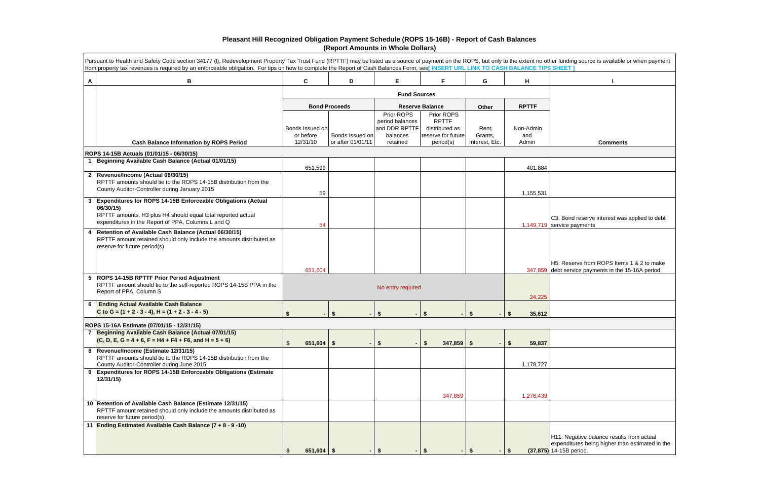# Pleasant Hill Recognized Obligation Payment Schedule (ROPS 15-16B) - Report of Cash Balances
## (Report Amounts in Whole Dollars)

Pursuant to Health and Safety Code section 34177 (l), Redevelopment Property Tax Trust Fund (RPTTF) may be listed as a source of payment on the ROPS, but only to the extent no other funding source is available or when payment from property tax revenues is required by an enforceable obligation. For tips on how to complete the Report of Cash Balances Form, see[ INSERT URL LINK TO CASH BALANCE TIPS SHEET ]

| A | B | C | D | E | F | G | H | I |
|---|---|---|---|---|---|---|---|---|
| | | Fund Sources | | | | | | |
| | | Bond Proceeds | | Reserve Balance | | Other | RPTTF | |
| | Cash Balance Information by ROPS Period | Bonds Issued on or before 12/31/10 | Bonds Issued on or after 01/01/11 | Prior ROPS period balances and DDR RPTTF balances retained | Prior ROPS RPTTF distributed as reserve for future period(s) | Rent, Grants, Interest, Etc. | Non-Admin and Admin | Comments |
| | **ROPS 14-15B Actuals (01/01/15 - 06/30/15)** | | | | | | | |
| 1 | **Beginning Available Cash Balance (Actual 01/01/15)** | 651,599 | | | | | 401,884 | |
| 2 | **Revenue/Income (Actual 06/30/15)** RPTTF amounts should tie to the ROPS 14-15B distribution from the County Auditor-Controller during January 2015 | 59 | | | | | 1,155,531 | |
| 3 | **Expenditures for ROPS 14-15B Enforceable Obligations (Actual 06/30/15)** RPTTF amounts, H3 plus H4 should equal total reported actual expenditures in the Report of PPA, Columns L and Q | 54 | | | | | 1,149,719 | C3: Bond reserve interest was applied to debt service payments |
| 4 | **Retention of Available Cash Balance (Actual 06/30/15)** RPTTF amount retained should only include the amounts distributed as reserve for future period(s) | 651,604 | | | | | 347,859 | H5: Reserve from ROPS Items 1 & 2 to make debt service payments in the 15-16A period. |
| 5 | **ROPS 14-15B RPTTF Prior Period Adjustment** RPTTF amount should tie to the self-reported ROPS 14-15B PPA in the Report of PPA, Column S | No entry required | | | | | 24,225 | |
| 6 | **Ending Actual Available Cash Balance** **C to G = (1 + 2 - 3 - 4), H = (1 + 2 - 3 - 4 - 5)** | $ - | $ - | $ - | $ - | $ - | $ 35,612 | |
| | **ROPS 15-16A Estimate (07/01/15 - 12/31/15)** | | | | | | | |
| 7 | **Beginning Available Cash Balance (Actual 07/01/15)** **(C, D, E, G = 4 + 6, F = H4 + F4 + F6, and H = 5 + 6)** | $ 651,604 | $ - | $ - | $ 347,859 | $ - | $ 59,837 | |
| 8 | **Revenue/Income (Estimate 12/31/15)** RPTTF amounts should tie to the ROPS 15-16A distribution from the County Auditor-Controller during June 2015 | | | | | | 1,178,727 | |
| 9 | **Expenditures for ROPS 15-16A Enforceable Obligations (Estimate 12/31/15)** | | | | 347,859 | | 1,276,439 | |
| 10 | **Retention of Available Cash Balance (Estimate 12/31/15)** RPTTF amount retained should only include the amounts distributed as reserve for future period(s) | | | | | | | |
| 11 | **Ending Estimated Available Cash Balance (7 + 8 - 9 -10)** | $ 651,604 | $ - | $ - | $ - | $ - | $ (37,875) | H11: Negative balance results from actual expenditures being higher than estimated in the 14-15B period. |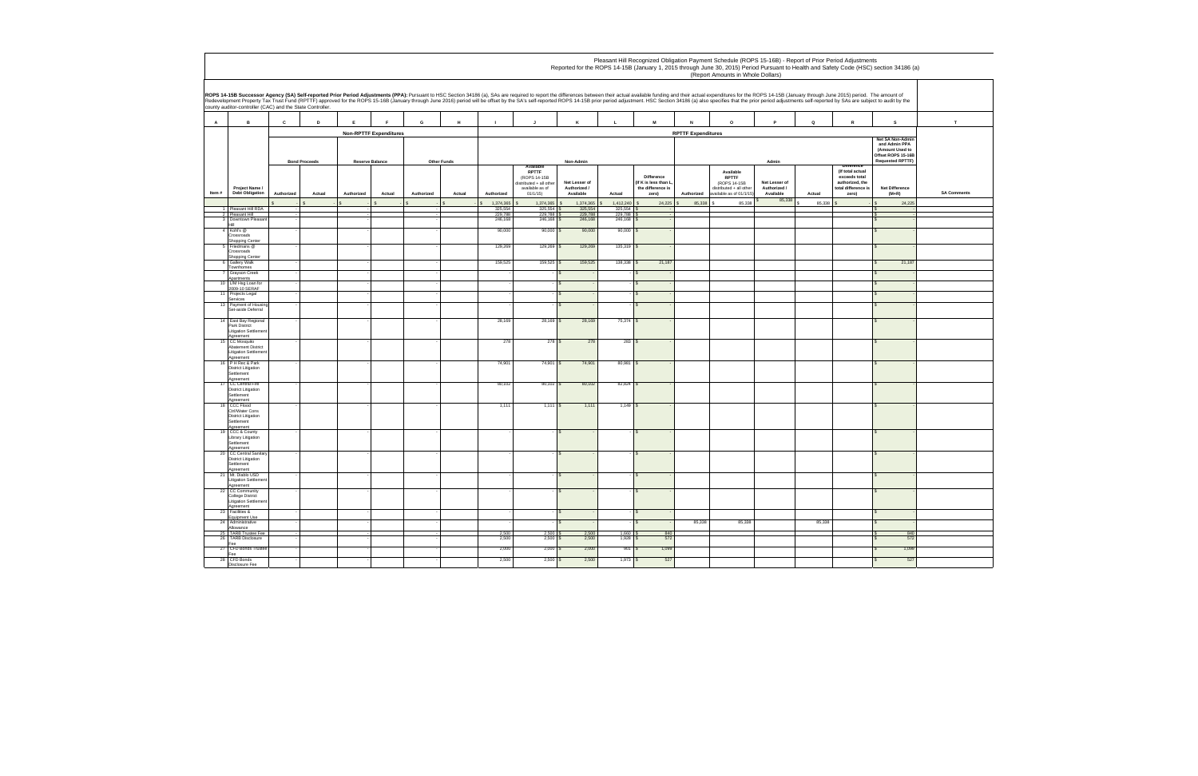# Pleasant Hill Recognized Obligation Payment Schedule (ROPS 15-16B) - Report of Prior Period Adjustments

Reported for the ROPS 14-15B (January 1, 2015 through June 30, 2015) Period Pursuant to Health and Safety Code (HSC) section 34186 (a)

(Report Amounts in Whole Dollars)

**ROPS 14-15B Successor Agency (SA) Self-reported Prior Period Adjustments (PPA):** Pursuant to HSC Section 34186 (a), SAs are required to report the differences between their actual available funding and their actual expenditures for the ROPS 14-15B (January through June 2015) period. The amount of Redevelopment Property Tax Trust Fund (RPTTF) approved for the ROPS 15-16B (January through June 2016) period will be offset by the SA's self-reported ROPS 14-15B prior period adjustment. HSC Section 34186 (a) also specifies that the prior period adjustments self-reported by SAs are subject to audit by the county auditor-controller (CAC) and the State Controller.

| A | B | C | D | E | F | G | H | I | J | K | L | M | N | O | P | Q | R | S | T |
|---|---|---|---|---|---|---|---|---|---|---|---|---|---|---|---|---|---|---|---|
| | | Non-RPTTF Expenditures | | | | | | RPTTF Expenditures | | | | | | | | | | | |
| | | Bond Proceeds | | Reserve Balance | | Other Funds | | Non-Admin | | | | | Admin | | | | | Net SA Non-Admin and Admin PPA (Amount Used to Offset ROPS 15-16B Requested RPTTF) | |
| Item # | Project Name / Debt Obligation | Authorized | Actual | Authorized | Actual | Authorized | Actual | Authorized | Available RPTTF (ROPS 14-15B distributed + all other available as of 01/1/15) | Net Lesser of Authorized / Available | Actual | Difference (If K is less than L, the difference is zero) | Authorized | Available RPTTF (ROPS 14-15B distributed + all other available as of 01/1/15) | Net Lesser of Authorized / Available | Actual | Difference (If total actual exceeds total authorized, the total difference is zero) | Net Difference (M+R) | SA Comments |
| | | $ - | $ - | $ - | $ - | $ - | $ - | $ 1,374,365 | $ 1,374,365 | $ 1,374,365 | $ 1,412,240 | $ 24,225 | $ 85,338 | $ 85,338 | $ 85,338 | $ 85,338 | $ - | $ 24,225 | |
| 1 | Pleasant Hill RDA | - | | - | | - | | 325,554 | 325,554 | $ 325,554 | 325,554 | $ - | | | | | | $ - | |
| 2 | Pleasant Hill | - | | - | | - | | 229,788 | 229,788 | $ 229,788 | 229,788 | $ - | | | | | | $ - | |
| 3 | Downtown Pleasant Hill | - | | - | | - | | 246,168 | 246,168 | $ 246,168 | 246,168 | $ - | | | | | | $ - | |
| 4 | Kohl's @ Crossroads Shopping Center | - | | - | | - | | 90,000 | 90,000 | $ 90,000 | 90,000 | $ - | | | | | | $ - | |
| 5 | Friedmans @ Crossroads Shopping Center | - | | - | | - | | 129,269 | 129,269 | $ 129,269 | 135,319 | $ - | | | | | | $ - | |
| 6 | Gallery Walk Townhomes | - | | - | | - | | 159,525 | 159,525 | $ 159,525 | 138,338 | $ 21,187 | | | | | | $ 21,187 | |
| 7 | Grayson Creek Apartments | - | | - | | - | | - | - | $ - | - | $ - | | | | | | $ - | |
| 10 | L/M Hsg Loan for 2009-10 SERAF | - | | - | | - | | - | - | $ - | - | $ - | | | | | | $ - | |
| 11 | Projects Legal Services | - | | - | | - | | - | - | $ - | - | | | | | | | $ - | |
| 13 | Payment of Housing Set-aside Deferral | - | | - | | - | | - | - | $ - | - | $ - | | | | | | $ - | |
| 14 | East Bay Regional Park District Litigation Settlement Agreement | - | | - | | - | | 28,169 | 28,169 | $ 28,169 | 75,374 | $ - | | | | | | $ - | |
| 15 | CC Mosquito Abatement District Litigation Settlement Agreement | - | | - | | - | | 278 | 278 | $ 278 | 293 | $ - | | | | | | $ - | |
| 16 | P H Rec & Park District Litigation Settlement Agreement | - | | - | | - | | 74,901 | 74,901 | $ 74,901 | 80,981 | $ - | | | | | | $ - | |
| 17 | CC Central Fire District Litigation Settlement Agreement | - | | - | | - | | 80,102 | 80,102 | $ 80,102 | 80,924 | $ - | | | | | | $ - | |
| 18 | CCC Flood Ctrl/Water Cons District Litigation Settlement Agreement | - | | - | | - | | 1,111 | 1,111 | $ 1,111 | 1,149 | $ - | | | | | | $ - | |
| 19 | CCC & County Library Litigation Settlement Agreement | - | | - | | - | | - | - | $ - | - | $ - | | | | | | $ - | |
| 20 | CC Central Sanitary District Litigation Settlement Agreement | - | | - | | - | | - | - | $ - | - | $ - | | | | | | $ - | |
| 21 | Mt. Diablo USD Litigation Settlement Agreement | - | | - | | - | | - | - | $ - | - | $ - | | | | | | $ - | |
| 22 | CC Community College District Litigation Settlement Agreement | - | | - | | - | | - | - | $ - | - | $ - | | | | | | $ - | |
| 23 | Facilities & Equipment Use | - | | - | | - | | - | - | $ - | - | $ - | | | | | | $ - | |
| 24 | Administrative Allowance | - | | - | | - | | - | - | $ - | - | $ - | 85,338 | 85,338 | | 85,338 | | $ - | |
| 25 | TARB Trustee Fee | - | | - | | - | | 2,500 | 2,500 | $ 2,500 | 1,660 | $ 840 | | | | | | $ 840 | |
| 26 | TARB Disclosure Fee | - | | - | | - | | 2,500 | 2,500 | $ 2,500 | 1,928 | $ 572 | | | | | | $ 572 | |
| 27 | CFD Bonds Trustee Fee | - | | - | | - | | 2,000 | 2,000 | $ 2,000 | 901 | $ 1,099 | | | | | | $ 1,099 | |
| 28 | CFD Bonds Disclosure Fee | - | | - | | - | | 2,500 | 2,500 | $ 2,500 | 1,973 | $ 527 | | | | | | $ 527 | |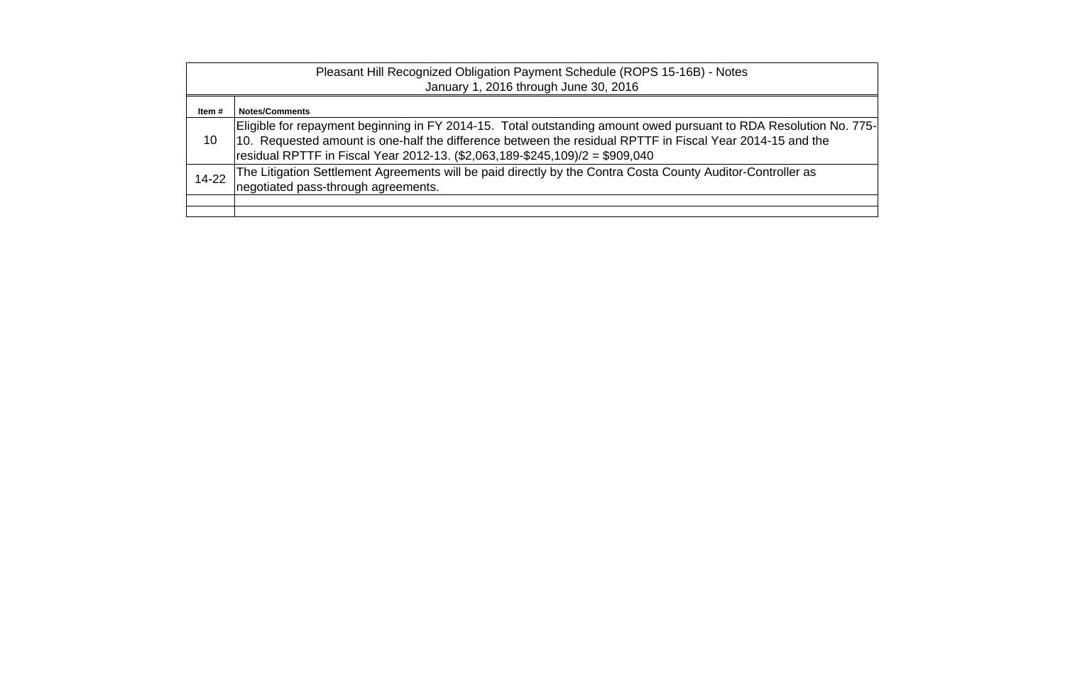| Pleasant Hill Recognized Obligation Payment Schedule (ROPS 15-16B) - Notes<br>January 1, 2016 through June 30, 2016 | |
|---|---|
| **Item #** | **Notes/Comments** |
| 10 | Eligible for repayment beginning in FY 2014-15. Total outstanding amount owed pursuant to RDA Resolution No. 775-10. Requested amount is one-half the difference between the residual RPTTF in Fiscal Year 2014-15 and the residual RPTTF in Fiscal Year 2012-13. ($2,063,189-$245,109)/2 = $909,040 |
| 14-22 | The Litigation Settlement Agreements will be paid directly by the Contra Costa County Auditor-Controller as negotiated pass-through agreements. |
| | |
| | |